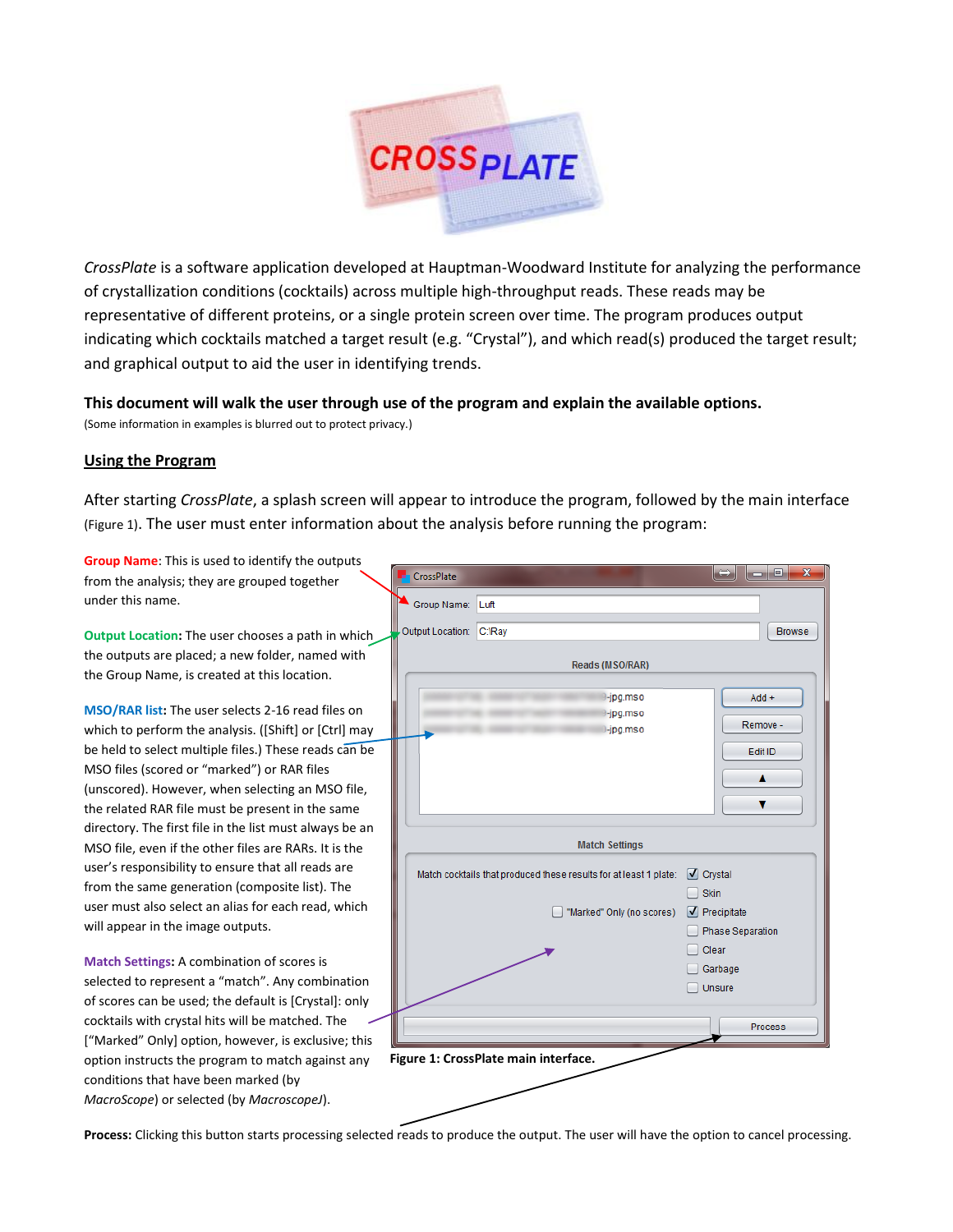*CrossPlate* is a software application developed at Hauptman-Woodward Institute for analyzing the performance of crystallization conditions (cocktails) across multiple high-throughput reads. These reads may be representative of different proteins, or a single protein screen over time. The program produces output indicating which cocktails matched a target result (e.g. "Crystal"), and which read(s) produced the target result; and graphical output to aid the user in identifying trends.

**This document will walk the user through use of the program and explain the available options.**
(Some information in examples is blurred out to protect privacy.)

## Using the Program

After starting *CrossPlate*, a splash screen will appear to introduce the program, followed by the main interface (Figure 1). The user must enter information about the analysis before running the program:

**Group Name**: This is used to identify the outputs from the analysis; they are grouped together under this name.

**Output Location**: The user chooses a path in which the outputs are placed; a new folder, named with the Group Name, is created at this location.

**MSO/RAR list**: The user selects 2-16 read files on which to perform the analysis. ([Shift] or [Ctrl] may be held to select multiple files.) These reads can be MSO files (scored or "marked") or RAR files (unscored). However, when selecting an MSO file, the related RAR file must be present in the same directory. The first file in the list must always be an MSO file, even if the other files are RARs. It is the user's responsibility to ensure that all reads are from the same generation (composite list). The user must also select an alias for each read, which will appear in the image outputs.

**Match Settings**: A combination of scores is selected to represent a "match". Any combination of scores can be used; the default is [Crystal]: only cocktails with crystal hits will be matched. The ["Marked" Only] option, however, is exclusive; this option instructs the program to match against any conditions that have been marked (by *MacroScope*) or selected (by *MacroscopeJ*).

**Figure 1: CrossPlate main interface.**

**Process:** Clicking this button starts processing selected reads to produce the output. The user will have the option to cancel processing.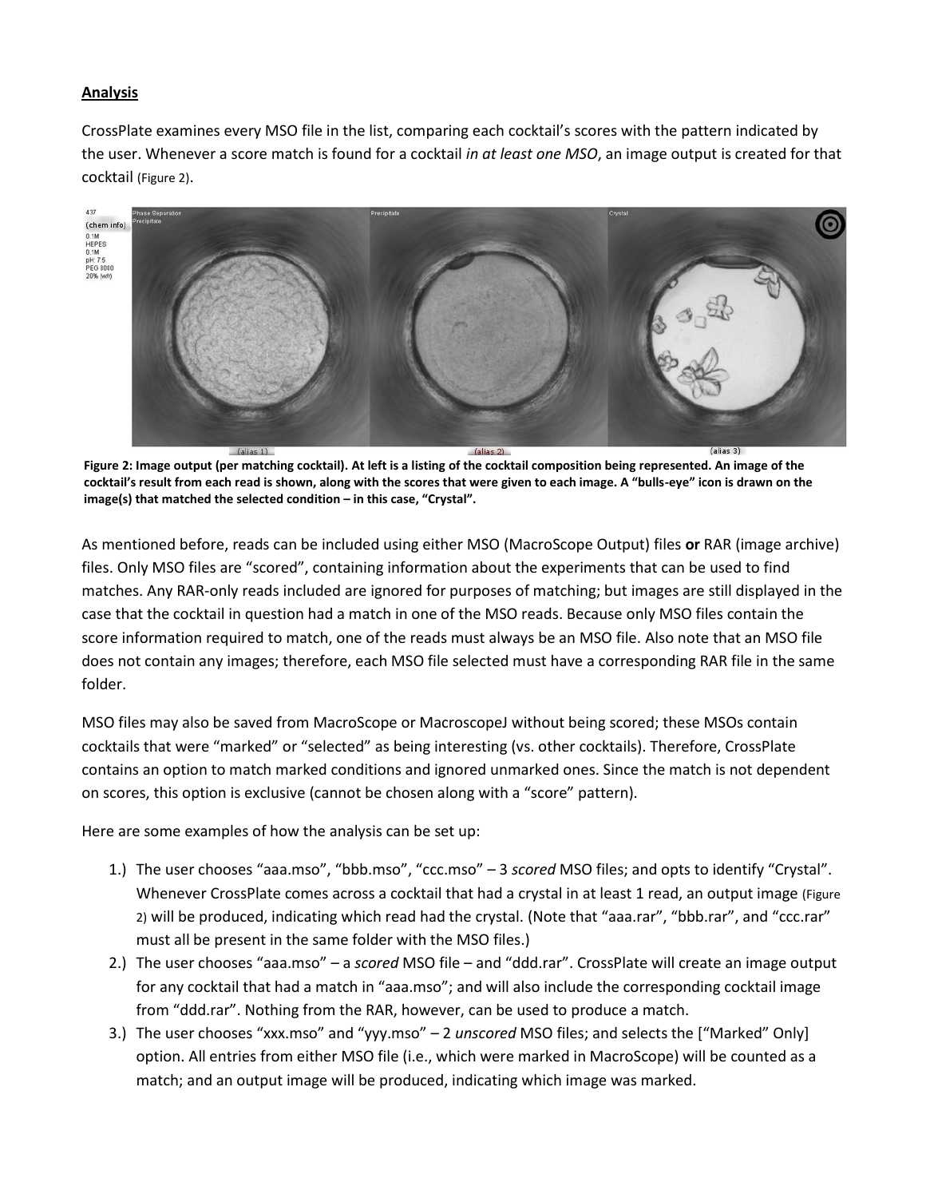## **Analysis**

CrossPlate examines every MSO file in the list, comparing each cocktail's scores with the pattern indicated by the user. Whenever a score match is found for a cocktail *in at least one MSO*, an image output is created for that cocktail (Figure 2).

**Figure 2: Image output (per matching cocktail). At left is a listing of the cocktail composition being represented. An image of the cocktail's result from each read is shown, along with the scores that were given to each image. A "bulls-eye" icon is drawn on the image(s) that matched the selected condition – in this case, "Crystal".**

As mentioned before, reads can be included using either MSO (MacroScope Output) files **or** RAR (image archive) files. Only MSO files are "scored", containing information about the experiments that can be used to find matches. Any RAR-only reads included are ignored for purposes of matching; but images are still displayed in the case that the cocktail in question had a match in one of the MSO reads. Because only MSO files contain the score information required to match, one of the reads must always be an MSO file. Also note that an MSO file does not contain any images; therefore, each MSO file selected must have a corresponding RAR file in the same folder.

MSO files may also be saved from MacroScope or MacroscopeJ without being scored; these MSOs contain cocktails that were "marked" or "selected" as being interesting (vs. other cocktails). Therefore, CrossPlate contains an option to match marked conditions and ignored unmarked ones. Since the match is not dependent on scores, this option is exclusive (cannot be chosen along with a "score" pattern).

Here are some examples of how the analysis can be set up:

1.) The user chooses "aaa.mso", "bbb.mso", "ccc.mso" – 3 *scored* MSO files; and opts to identify "Crystal". Whenever CrossPlate comes across a cocktail that had a crystal in at least 1 read, an output image (Figure 2) will be produced, indicating which read had the crystal. (Note that "aaa.rar", "bbb.rar", and "ccc.rar" must all be present in the same folder with the MSO files.)

2.) The user chooses "aaa.mso" – a *scored* MSO file – and "ddd.rar". CrossPlate will create an image output for any cocktail that had a match in "aaa.mso"; and will also include the corresponding cocktail image from "ddd.rar". Nothing from the RAR, however, can be used to produce a match.

3.) The user chooses "xxx.mso" and "yyy.mso" – 2 *unscored* MSO files; and selects the ["Marked" Only] option. All entries from either MSO file (i.e., which were marked in MacroScope) will be counted as a match; and an output image will be produced, indicating which image was marked.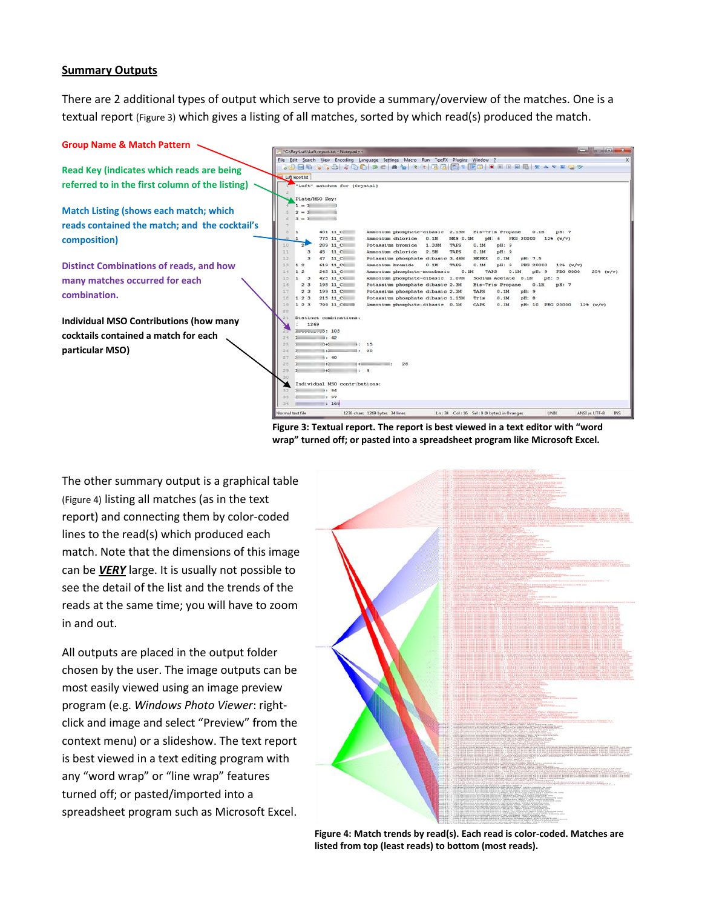## Summary Outputs

There are 2 additional types of output which serve to provide a summary/overview of the matches. One is a textual report (Figure 3) which gives a listing of all matches, sorted by which read(s) produced the match.

Group Name & Match Pattern

Read Key (indicates which reads are being referred to in the first column of the listing)

Match Listing (shows each match; which reads contained the match; and the cocktail's composition)

Distinct Combinations of reads, and how many matches occurred for each combination.

**Individual MSO Contributions (how many cocktails contained a match for each particular MSO)**

**Figure 3: Textual report. The report is best viewed in a text editor with "word wrap" turned off; or pasted into a spreadsheet program like Microsoft Excel.**

The other summary output is a graphical table (Figure 4) listing all matches (as in the text report) and connecting them by color-coded lines to the read(s) which produced each match. Note that the dimensions of this image can be ***VERY*** large. It is usually not possible to see the detail of the list and the trends of the reads at the same time; you will have to zoom in and out.

All outputs are placed in the output folder chosen by the user. The image outputs can be most easily viewed using an image preview program (e.g. *Windows Photo Viewer*: right-click and image and select "Preview" from the context menu) or a slideshow. The text report is best viewed in a text editing program with any "word wrap" or "line wrap" features turned off; or pasted/imported into a spreadsheet program such as Microsoft Excel.

**Figure 4: Match trends by read(s). Each read is color-coded. Matches are listed from top (least reads) to bottom (most reads).**